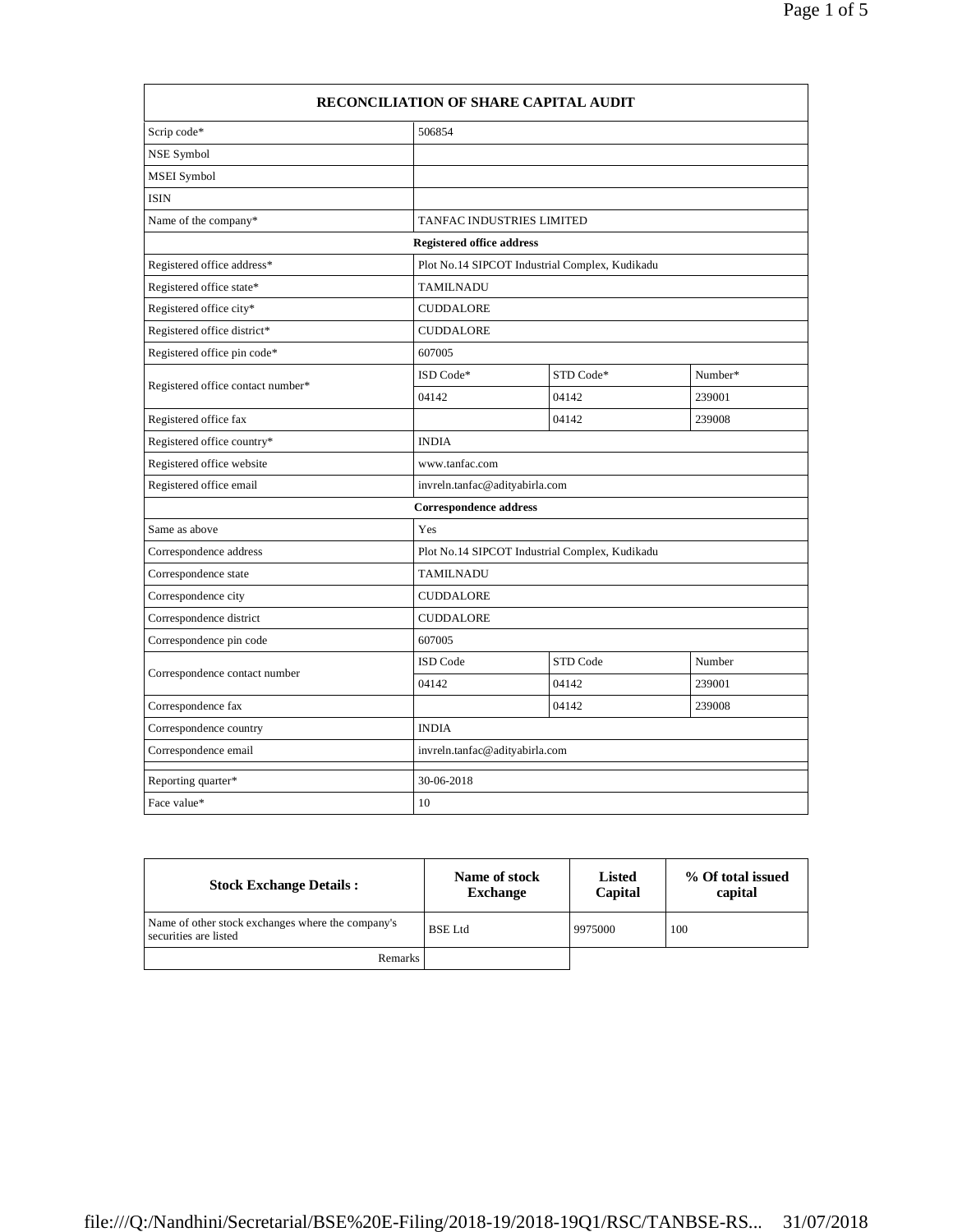| RECONCILIATION OF SHARE CAPITAL AUDIT | | | |
|---|---|---|---|
| Scrip code* | 506854 | | |
| NSE Symbol | | | |
| MSEI Symbol | | | |
| ISIN | | | |
| Name of the company* | TANFAC INDUSTRIES LIMITED | | |
| **Registered office address** | | | |
| Registered office address* | Plot No.14 SIPCOT Industrial Complex, Kudikadu | | |
| Registered office state* | TAMILNADU | | |
| Registered office city* | CUDDALORE | | |
| Registered office district* | CUDDALORE | | |
| Registered office pin code* | 607005 | | |
| Registered office contact number* | ISD Code* | STD Code* | Number* |
| | 04142 | 04142 | 239001 |
| Registered office fax | | 04142 | 239008 |
| Registered office country* | INDIA | | |
| Registered office website | www.tanfac.com | | |
| Registered office email | invreln.tanfac@adityabirla.com | | |
| **Correspondence address** | | | |
| Same as above | Yes | | |
| Correspondence address | Plot No.14 SIPCOT Industrial Complex, Kudikadu | | |
| Correspondence state | TAMILNADU | | |
| Correspondence city | CUDDALORE | | |
| Correspondence district | CUDDALORE | | |
| Correspondence pin code | 607005 | | |
| Correspondence contact number | ISD Code | STD Code | Number |
| | 04142 | 04142 | 239001 |
| Correspondence fax | | 04142 | 239008 |
| Correspondence country | INDIA | | |
| Correspondence email | invreln.tanfac@adityabirla.com | | |
| Reporting quarter* | 30-06-2018 | | |
| Face value* | 10 | | |

| Stock Exchange Details : | Name of stock Exchange | Listed Capital | % Of total issued capital |
|---|---|---|---|
| Name of other stock exchanges where the company's securities are listed | BSE Ltd | 9975000 | 100 |
| Remarks | | | |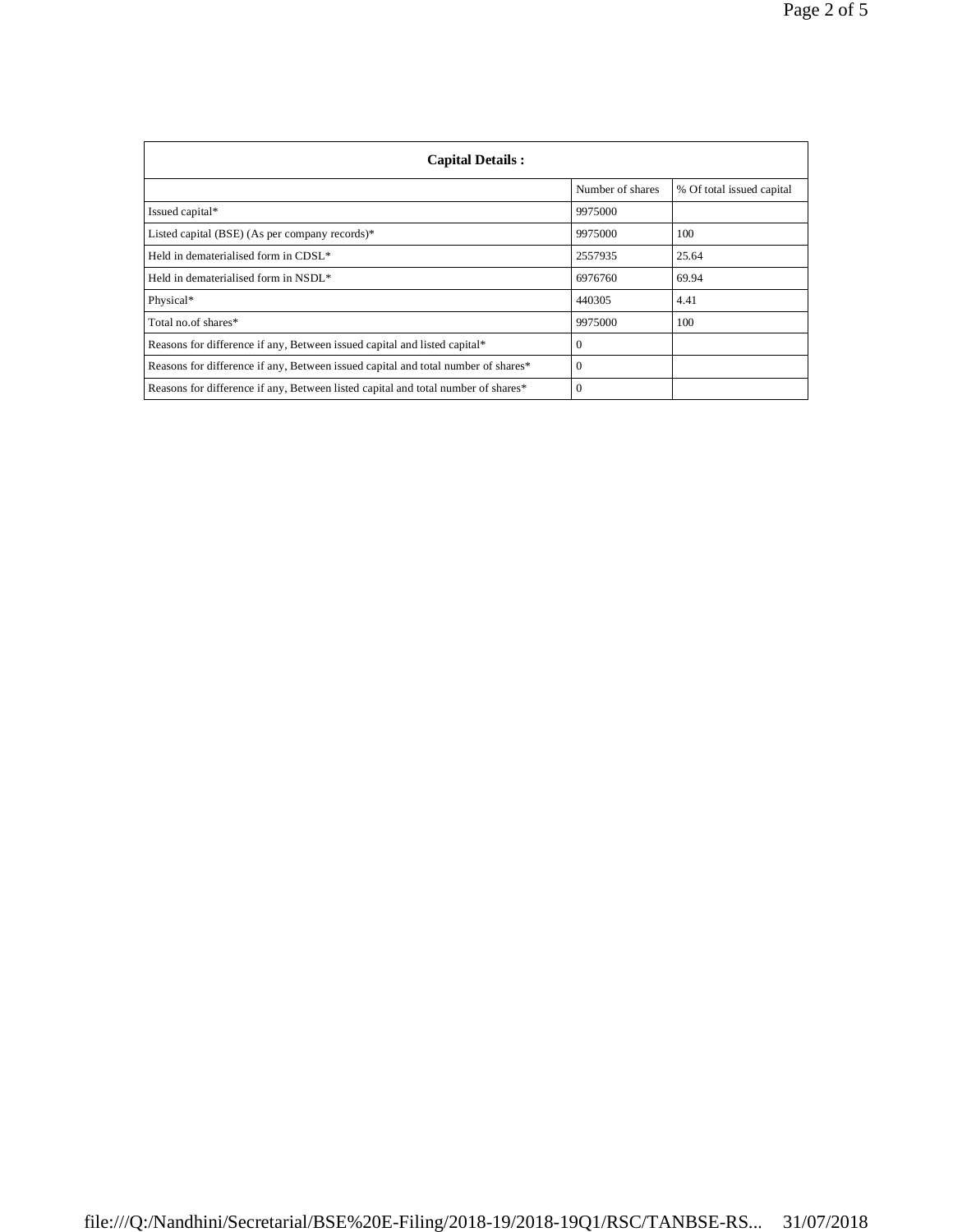| Capital Details : | | |
|---|---|---|
| | Number of shares | % Of total issued capital |
| Issued capital* | 9975000 | |
| Listed capital (BSE) (As per company records)* | 9975000 | 100 |
| Held in dematerialised form in CDSL* | 2557935 | 25.64 |
| Held in dematerialised form in NSDL* | 6976760 | 69.94 |
| Physical* | 440305 | 4.41 |
| Total no.of shares* | 9975000 | 100 |
| Reasons for difference if any, Between issued capital and listed capital* | 0 | |
| Reasons for difference if any, Between issued capital and total number of shares* | 0 | |
| Reasons for difference if any, Between listed capital and total number of shares* | 0 | |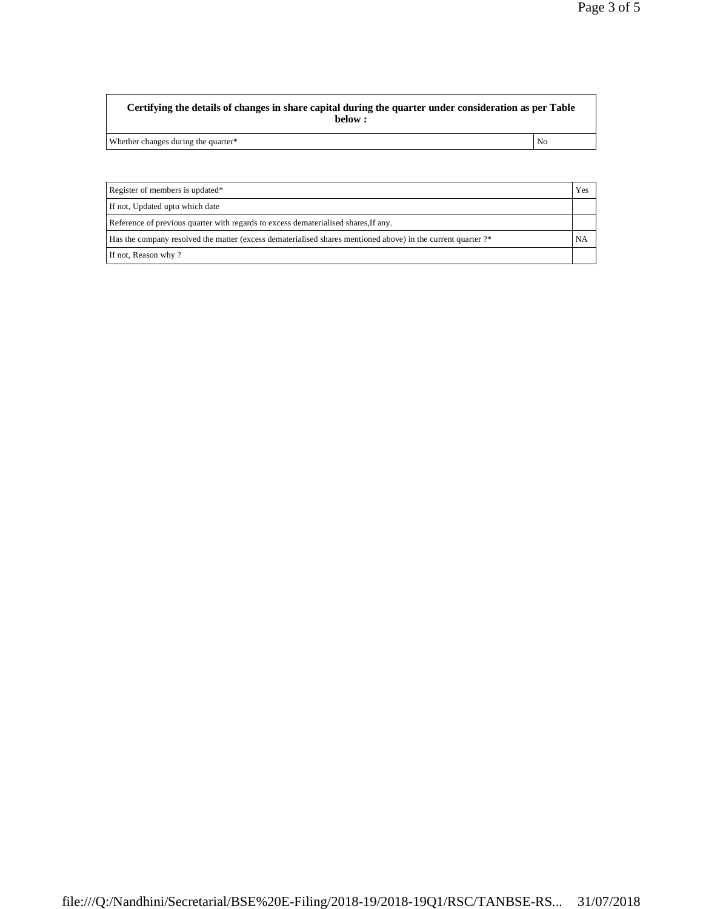| Certifying the details of changes in share capital during the quarter under consideration as per Table below : | |
|---|---|
| Whether changes during the quarter* | No |

| Register of members is updated* | Yes |
|---|---|
| If not, Updated upto which date | |
| Reference of previous quarter with regards to excess dematerialised shares,If any. | |
| Has the company resolved the matter (excess dematerialised shares mentioned above) in the current quarter ?* | NA |
| If not, Reason why ? | |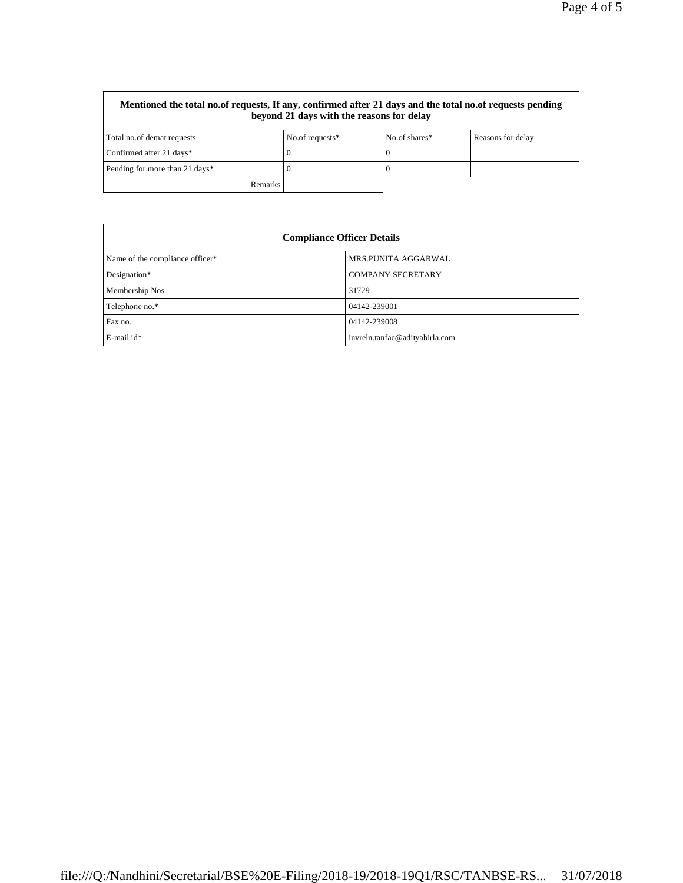| Mentioned the total no.of requests, If any, confirmed after 21 days and the total no.of requests pending beyond 21 days with the reasons for delay | | | |
|---|---|---|---|
| Total no.of demat requests | No.of requests* | No.of shares* | Reasons for delay |
| Confirmed after 21 days* | 0 | 0 | |
| Pending for more than 21 days* | 0 | 0 | |
| Remarks | | | |

| Compliance Officer Details | |
|---|---|
| Name of the compliance officer* | MRS.PUNITA AGGARWAL |
| Designation* | COMPANY SECRETARY |
| Membership Nos | 31729 |
| Telephone no.* | 04142-239001 |
| Fax no. | 04142-239008 |
| E-mail id* | invreln.tanfac@adityabirla.com |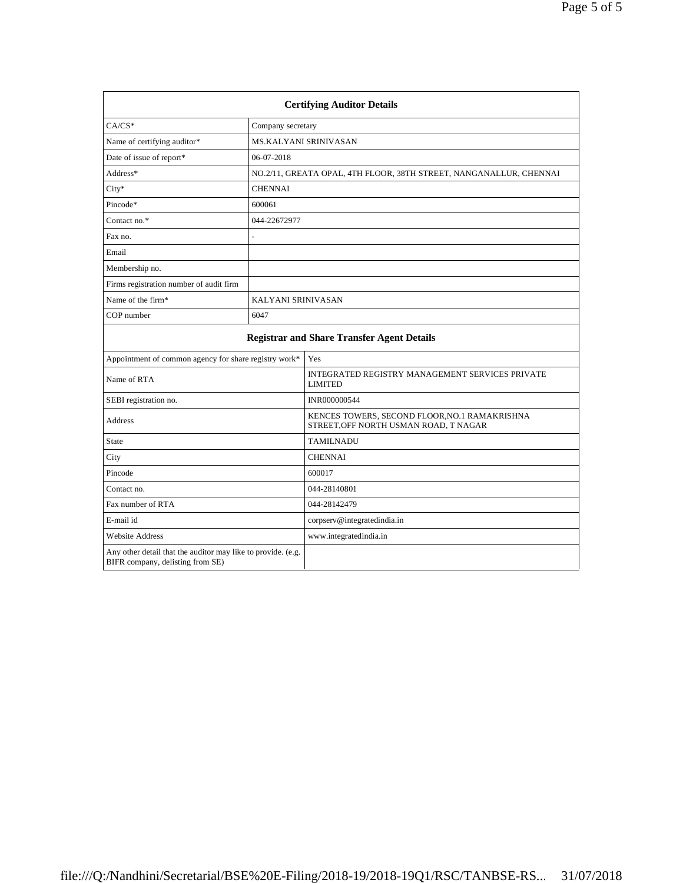| Certifying Auditor Details | |
|---|---|
| CA/CS* | Company secretary |
| Name of certifying auditor* | MS.KALYANI SRINIVASAN |
| Date of issue of report* | 06-07-2018 |
| Address* | NO.2/11, GREATA OPAL, 4TH FLOOR, 38TH STREET, NANGANALLUR, CHENNAI |
| City* | CHENNAI |
| Pincode* | 600061 |
| Contact no.* | 044-22672977 |
| Fax no. | - |
| Email | |
| Membership no. | |
| Firms registration number of audit firm | |
| Name of the firm* | KALYANI SRINIVASAN |
| COP number | 6047 |

| Registrar and Share Transfer Agent Details | |
|---|---|
| Appointment of common agency for share registry work* | Yes |
| Name of RTA | INTEGRATED REGISTRY MANAGEMENT SERVICES PRIVATE LIMITED |
| SEBI registration no. | INR000000544 |
| Address | KENCES TOWERS, SECOND FLOOR,NO.1 RAMAKRISHNA STREET,OFF NORTH USMAN ROAD, T NAGAR |
| State | TAMILNADU |
| City | CHENNAI |
| Pincode | 600017 |
| Contact no. | 044-28140801 |
| Fax number of RTA | 044-28142479 |
| E-mail id | corpserv@integratedindia.in |
| Website Address | www.integratedindia.in |
| Any other detail that the auditor may like to provide. (e.g. BIFR company, delisting from SE) | |